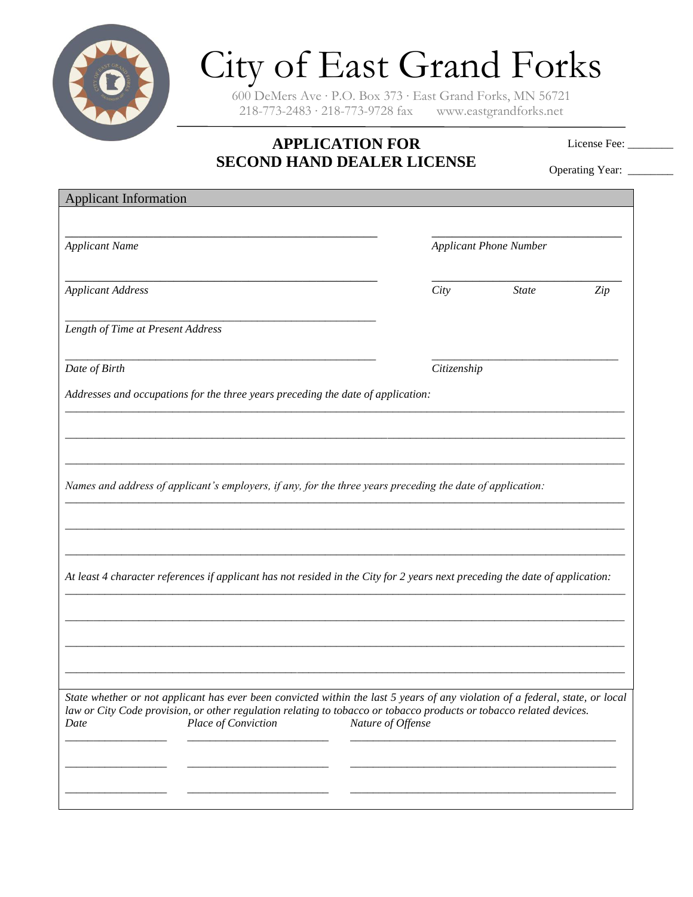# City of East Grand Forks

600 DeMers Ave · P.O. Box 373 · East Grand Forks, MN 56721
218-773-2483 · 218-773-9728 fax    www.eastgrandforks.net

## APPLICATION FOR SECOND HAND DEALER LICENSE

License Fee: ________

Operating Year: ________

### Applicant Information

______________________________________ ______________________________

*Applicant Name* *Applicant Phone Number*

______________________________________ ______________________________

*Applicant Address* *City* *State* *Zip*

______________________________________

*Length of Time at Present Address*

______________________________________ ______________________________

*Date of Birth* *Citizenship*

*Addresses and occupations for the three years preceding the date of application:*

____________________________________________________________________________

____________________________________________________________________________

____________________________________________________________________________

*Names and address of applicant's employers, if any, for the three years preceding the date of application:*

____________________________________________________________________________

____________________________________________________________________________

____________________________________________________________________________

*At least 4 character references if applicant has not resided in the City for 2 years next preceding the date of application:*

____________________________________________________________________________

____________________________________________________________________________

____________________________________________________________________________

____________________________________________________________________________

*State whether or not applicant has ever been convicted within the last 5 years of any violation of a federal, state, or local law or City Code provision, or other regulation relating to tobacco or tobacco products or tobacco related devices.*

| *Date* | *Place of Conviction* | *Nature of Offense* |
| --- | --- | --- |
| ____________ | ________________ | ________________________________ |
| ____________ | ________________ | ________________________________ |
| ____________ | ________________ | ________________________________ |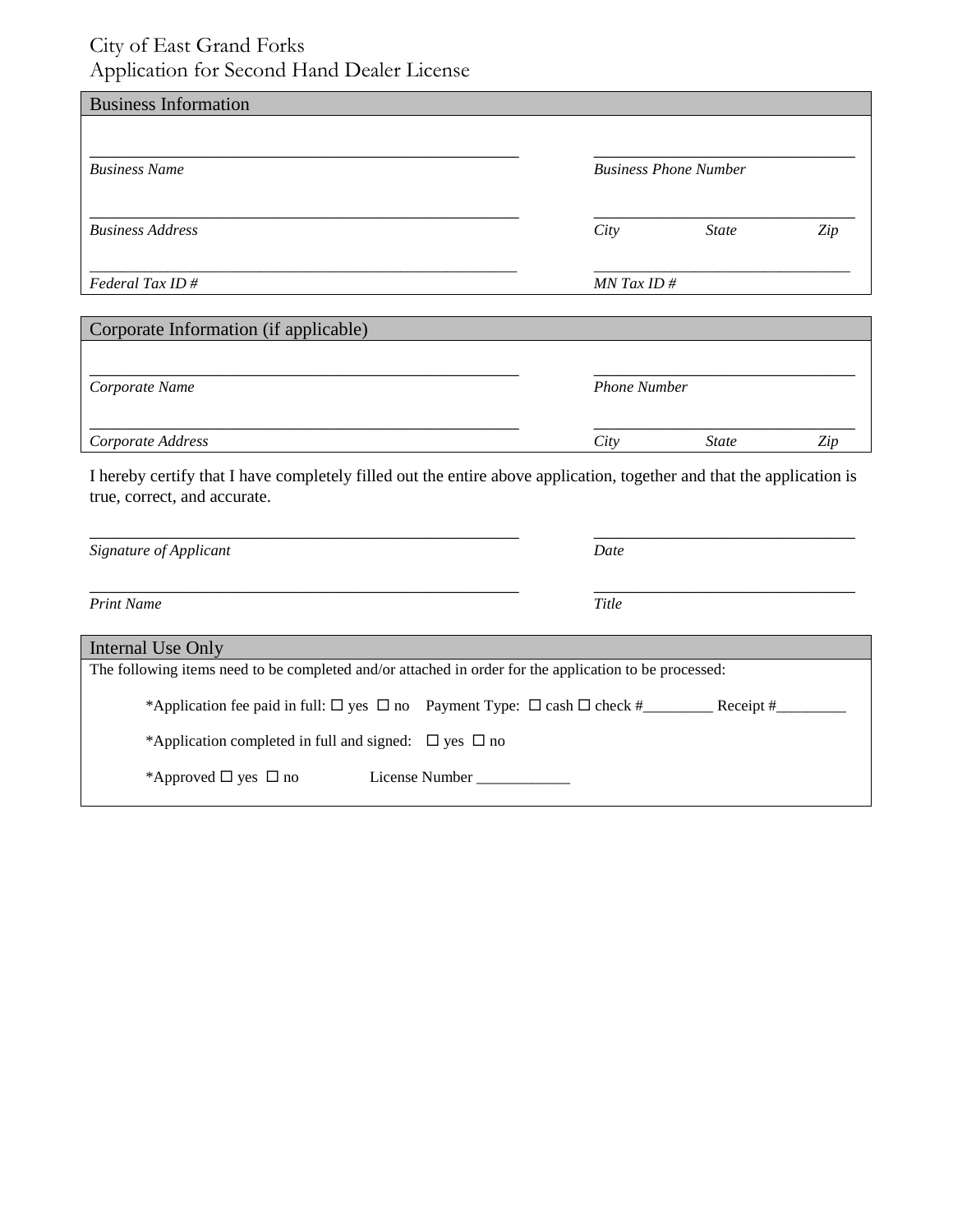# City of East Grand Forks
# Application for Second Hand Dealer License

## Business Information

| | |
|---|---|
| _______________________________________________ | ______________________________ |
| *Business Name* | *Business Phone Number* |
| _______________________________________________ | ______________________________ |
| *Business Address* | *City* *State* *Zip* |
| _______________________________________________ | ______________________________ |
| *Federal Tax ID #* | *MN Tax ID #* |

## Corporate Information (if applicable)

| | |
|---|---|
| _______________________________________________ | ______________________________ |
| *Corporate Name* | *Phone Number* |
| _______________________________________________ | ______________________________ |
| *Corporate Address* | *City* *State* *Zip* |

I hereby certify that I have completely filled out the entire above application, together and that the application is true, correct, and accurate.

| | |
|---|---|
| _______________________________________________ | ______________________________ |
| *Signature of Applicant* | *Date* |
| _______________________________________________ | ______________________________ |
| *Print Name* | *Title* |

## Internal Use Only

The following items need to be completed and/or attached in order for the application to be processed:

*Application fee paid in full: ☐ yes ☐ no  Payment Type: ☐ cash ☐ check #_________ Receipt #_________

*Application completed in full and signed: ☐ yes ☐ no

*Approved ☐ yes ☐ no  License Number ____________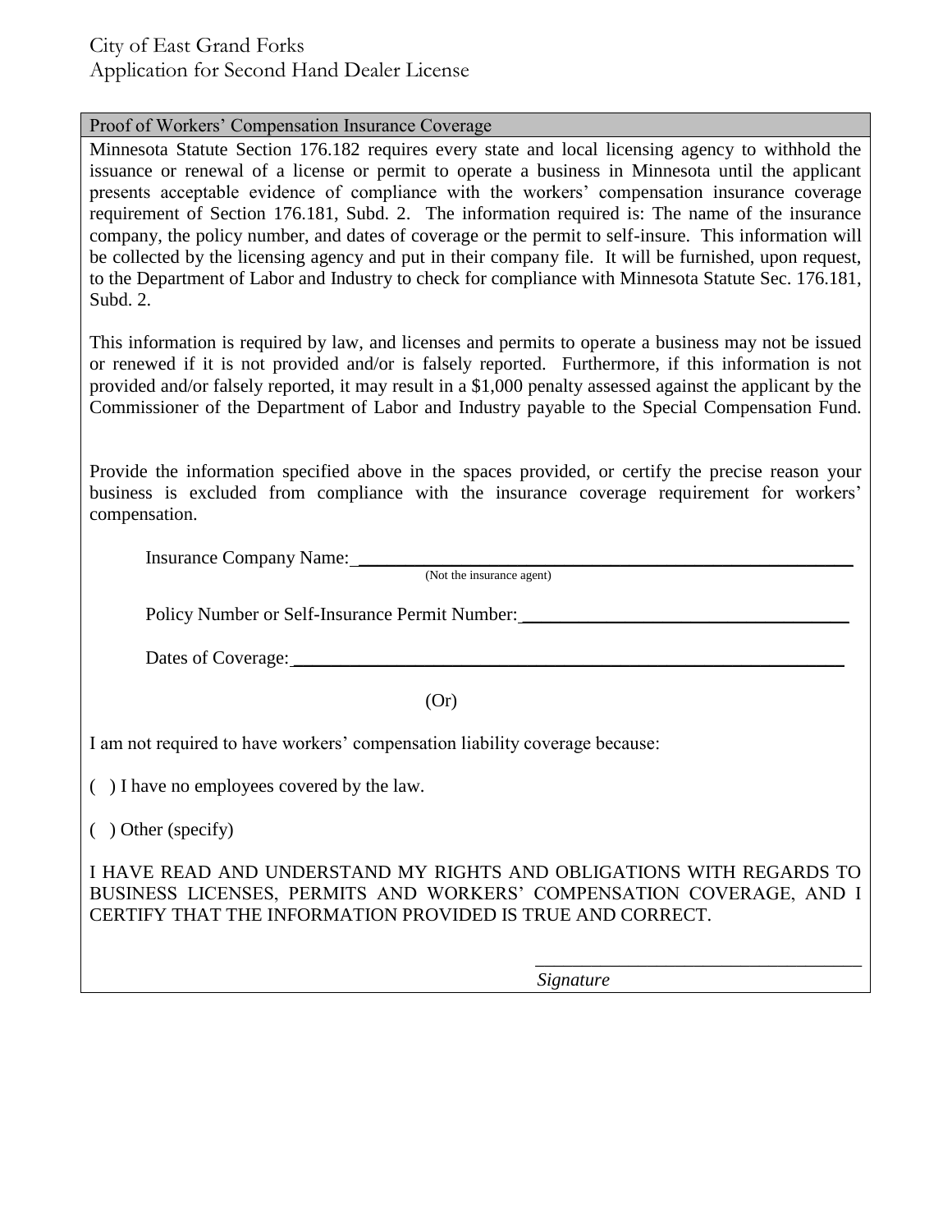City of East Grand Forks
Application for Second Hand Dealer License

## Proof of Workers' Compensation Insurance Coverage

Minnesota Statute Section 176.182 requires every state and local licensing agency to withhold the issuance or renewal of a license or permit to operate a business in Minnesota until the applicant presents acceptable evidence of compliance with the workers' compensation insurance coverage requirement of Section 176.181, Subd. 2. The information required is: The name of the insurance company, the policy number, and dates of coverage or the permit to self-insure. This information will be collected by the licensing agency and put in their company file. It will be furnished, upon request, to the Department of Labor and Industry to check for compliance with Minnesota Statute Sec. 176.181, Subd. 2.

This information is required by law, and licenses and permits to operate a business may not be issued or renewed if it is not provided and/or is falsely reported. Furthermore, if this information is not provided and/or falsely reported, it may result in a $1,000 penalty assessed against the applicant by the Commissioner of the Department of Labor and Industry payable to the Special Compensation Fund.

Provide the information specified above in the spaces provided, or certify the precise reason your business is excluded from compliance with the insurance coverage requirement for workers' compensation.

Insurance Company Name: ____________________________________________
(Not the insurance agent)

Policy Number or Self-Insurance Permit Number: ____________________________

Dates of Coverage: ____________________________________________________

(Or)

I am not required to have workers' compensation liability coverage because:

( ) I have no employees covered by the law.

( ) Other (specify)

I HAVE READ AND UNDERSTAND MY RIGHTS AND OBLIGATIONS WITH REGARDS TO BUSINESS LICENSES, PERMITS AND WORKERS' COMPENSATION COVERAGE, AND I CERTIFY THAT THE INFORMATION PROVIDED IS TRUE AND CORRECT.

______________________________
*Signature*